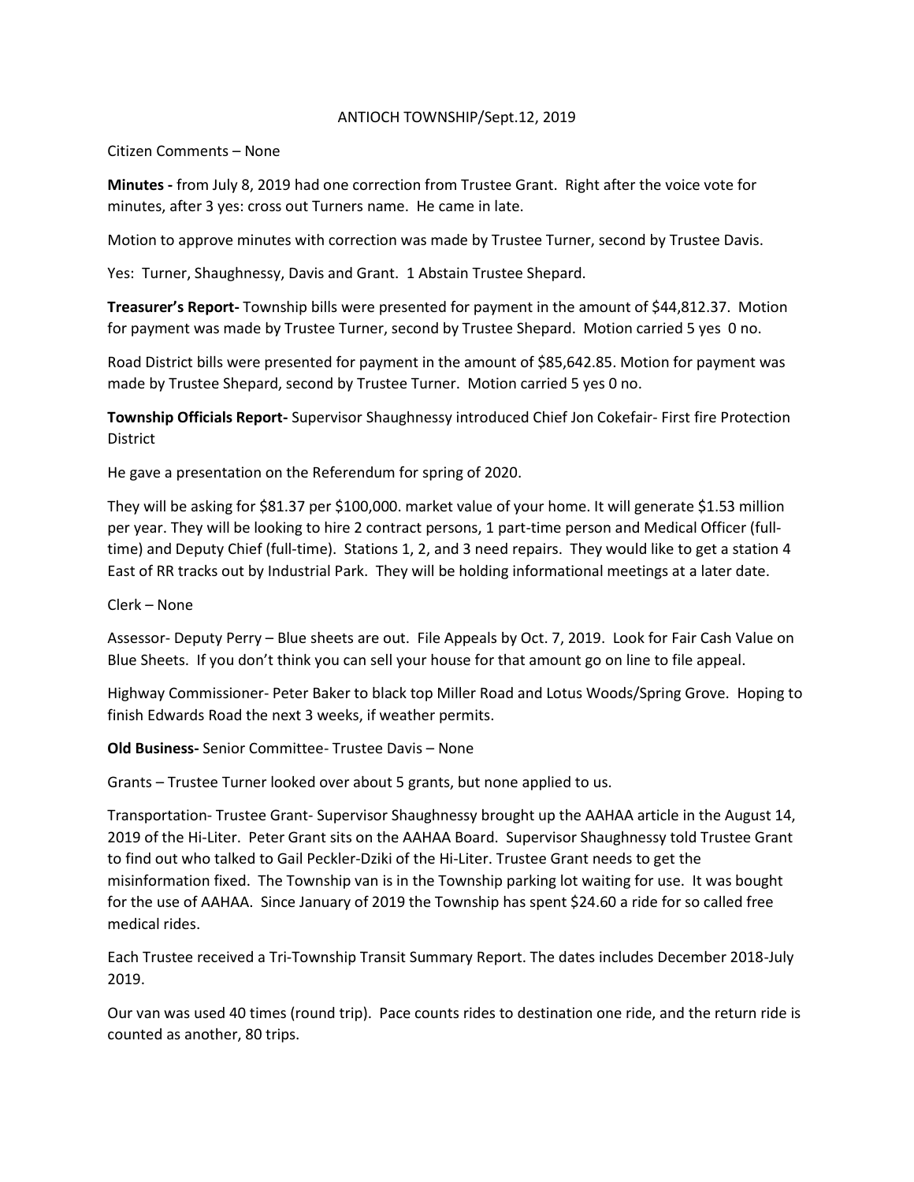ANTIOCH TOWNSHIP/Sept.12, 2019

Citizen Comments – None

**Minutes -** from July 8, 2019 had one correction from Trustee Grant. Right after the voice vote for minutes, after 3 yes: cross out Turners name. He came in late.

Motion to approve minutes with correction was made by Trustee Turner, second by Trustee Davis.

Yes: Turner, Shaughnessy, Davis and Grant. 1 Abstain Trustee Shepard.

**Treasurer's Report-** Township bills were presented for payment in the amount of $44,812.37. Motion for payment was made by Trustee Turner, second by Trustee Shepard. Motion carried 5 yes 0 no.

Road District bills were presented for payment in the amount of $85,642.85. Motion for payment was made by Trustee Shepard, second by Trustee Turner. Motion carried 5 yes 0 no.

**Township Officials Report-** Supervisor Shaughnessy introduced Chief Jon Cokefair- First fire Protection District

He gave a presentation on the Referendum for spring of 2020.

They will be asking for $81.37 per $100,000. market value of your home. It will generate $1.53 million per year. They will be looking to hire 2 contract persons, 1 part-time person and Medical Officer (full-time) and Deputy Chief (full-time). Stations 1, 2, and 3 need repairs. They would like to get a station 4 East of RR tracks out by Industrial Park. They will be holding informational meetings at a later date.

Clerk – None

Assessor- Deputy Perry – Blue sheets are out. File Appeals by Oct. 7, 2019. Look for Fair Cash Value on Blue Sheets. If you don't think you can sell your house for that amount go on line to file appeal.

Highway Commissioner- Peter Baker to black top Miller Road and Lotus Woods/Spring Grove. Hoping to finish Edwards Road the next 3 weeks, if weather permits.

**Old Business-** Senior Committee- Trustee Davis – None

Grants – Trustee Turner looked over about 5 grants, but none applied to us.

Transportation- Trustee Grant- Supervisor Shaughnessy brought up the AAHAA article in the August 14, 2019 of the Hi-Liter. Peter Grant sits on the AAHAA Board. Supervisor Shaughnessy told Trustee Grant to find out who talked to Gail Peckler-Dziki of the Hi-Liter. Trustee Grant needs to get the misinformation fixed. The Township van is in the Township parking lot waiting for use. It was bought for the use of AAHAA. Since January of 2019 the Township has spent $24.60 a ride for so called free medical rides.

Each Trustee received a Tri-Township Transit Summary Report. The dates includes December 2018-July 2019.

Our van was used 40 times (round trip). Pace counts rides to destination one ride, and the return ride is counted as another, 80 trips.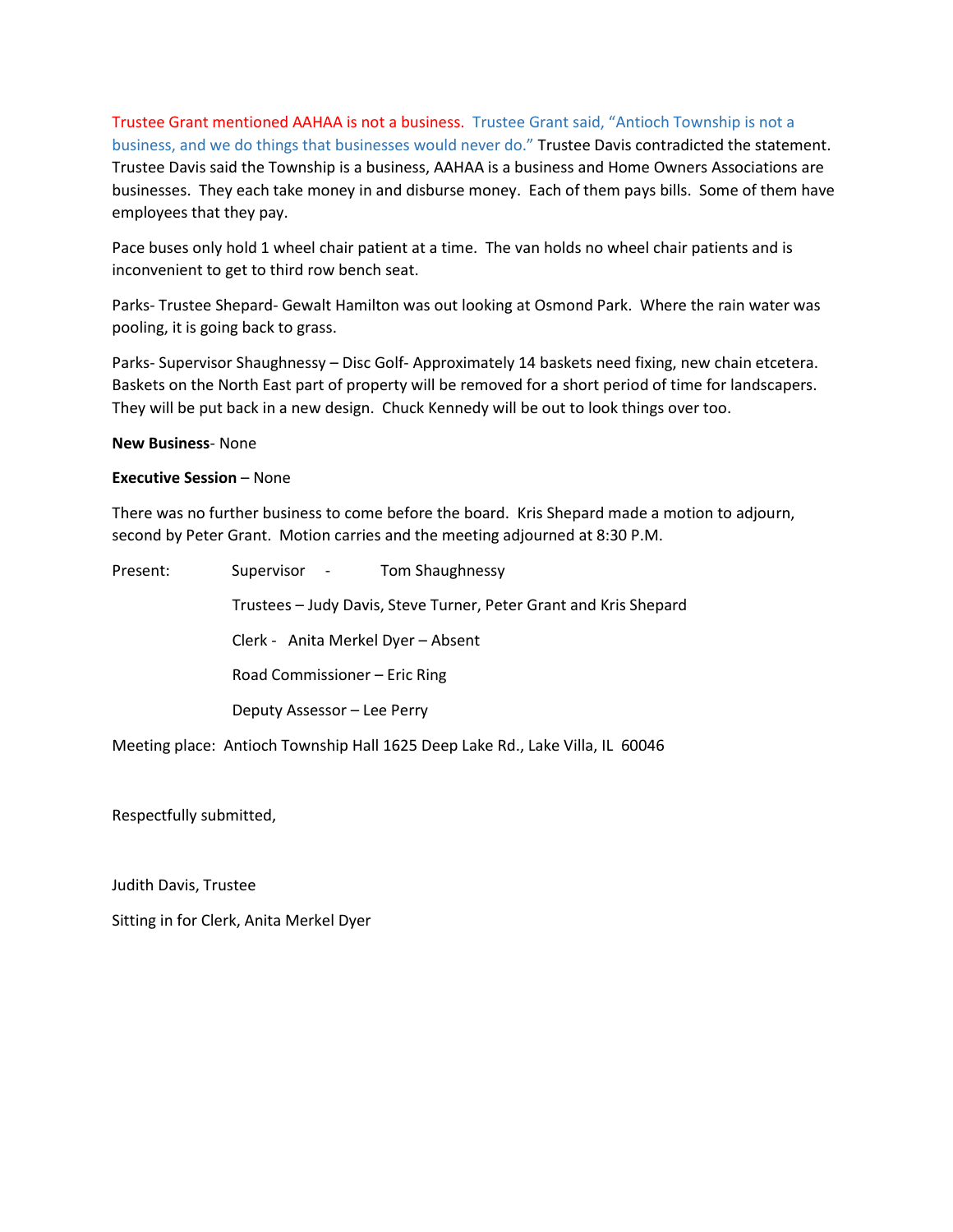Trustee Grant mentioned AAHAA is not a business. Trustee Grant said, "Antioch Township is not a business, and we do things that businesses would never do." Trustee Davis contradicted the statement. Trustee Davis said the Township is a business, AAHAA is a business and Home Owners Associations are businesses. They each take money in and disburse money. Each of them pays bills. Some of them have employees that they pay.

Pace buses only hold 1 wheel chair patient at a time. The van holds no wheel chair patients and is inconvenient to get to third row bench seat.

Parks- Trustee Shepard- Gewalt Hamilton was out looking at Osmond Park. Where the rain water was pooling, it is going back to grass.

Parks- Supervisor Shaughnessy – Disc Golf- Approximately 14 baskets need fixing, new chain etcetera. Baskets on the North East part of property will be removed for a short period of time for landscapers. They will be put back in a new design. Chuck Kennedy will be out to look things over too.

**New Business**- None

**Executive Session** – None

There was no further business to come before the board. Kris Shepard made a motion to adjourn, second by Peter Grant. Motion carries and the meeting adjourned at 8:30 P.M.

Present: Supervisor - Tom Shaughnessy

Trustees – Judy Davis, Steve Turner, Peter Grant and Kris Shepard

Clerk - Anita Merkel Dyer – Absent

Road Commissioner – Eric Ring

Deputy Assessor – Lee Perry

Meeting place: Antioch Township Hall 1625 Deep Lake Rd., Lake Villa, IL 60046

Respectfully submitted,

Judith Davis, Trustee

Sitting in for Clerk, Anita Merkel Dyer